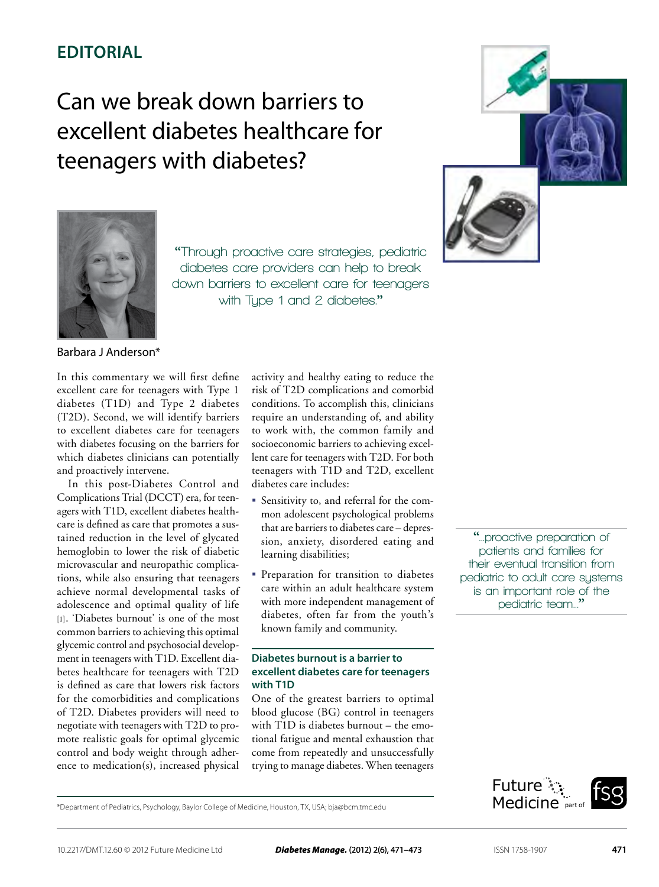## EDITORIAL

# Can we break down barriers to excellent diabetes healthcare for teenagers with diabetes?

> "Through proactive care strategies, pediatric diabetes care providers can help to break down barriers to excellent care for teenagers with Type 1 and 2 diabetes."

Barbara J Anderson*

In this commentary we will first define excellent care for teenagers with Type 1 diabetes (T1D) and Type 2 diabetes (T2D). Second, we will identify barriers to excellent diabetes care for teenagers with diabetes focusing on the barriers for which diabetes clinicians can potentially and proactively intervene.

In this post-Diabetes Control and Complications Trial (DCCT) era, for teenagers with T1D, excellent diabetes healthcare is defined as care that promotes a sustained reduction in the level of glycated hemoglobin to lower the risk of diabetic microvascular and neuropathic complications, while also ensuring that teenagers achieve normal developmental tasks of adolescence and optimal quality of life [1]. 'Diabetes burnout' is one of the most common barriers to achieving this optimal glycemic control and psychosocial development in teenagers with T1D. Excellent diabetes healthcare for teenagers with T2D is defined as care that lowers risk factors for the comorbidities and complications of T2D. Diabetes providers will need to negotiate with teenagers with T2D to promote realistic goals for optimal glycemic control and body weight through adherence to medication(s), increased physical activity and healthy eating to reduce the risk of T2D complications and comorbid conditions. To accomplish this, clinicians require an understanding of, and ability to work with, the common family and socioeconomic barriers to achieving excellent care for teenagers with T2D. For both teenagers with T1D and T2D, excellent diabetes care includes:

- Sensitivity to, and referral for the common adolescent psychological problems that are barriers to diabetes care – depression, anxiety, disordered eating and learning disabilities;
- Preparation for transition to diabetes care within an adult healthcare system with more independent management of diabetes, often far from the youth's known family and community.

> "...proactive preparation of patients and families for their eventual transition from pediatric to adult care systems is an important role of the pediatric team..."

### Diabetes burnout is a barrier to excellent diabetes care for teenagers with T1D

One of the greatest barriers to optimal blood glucose (BG) control in teenagers with T1D is diabetes burnout – the emotional fatigue and mental exhaustion that come from repeatedly and unsuccessfully trying to manage diabetes. When teenagers

*Department of Pediatrics, Psychology, Baylor College of Medicine, Houston, TX, USA; bja@bcm.tmc.edu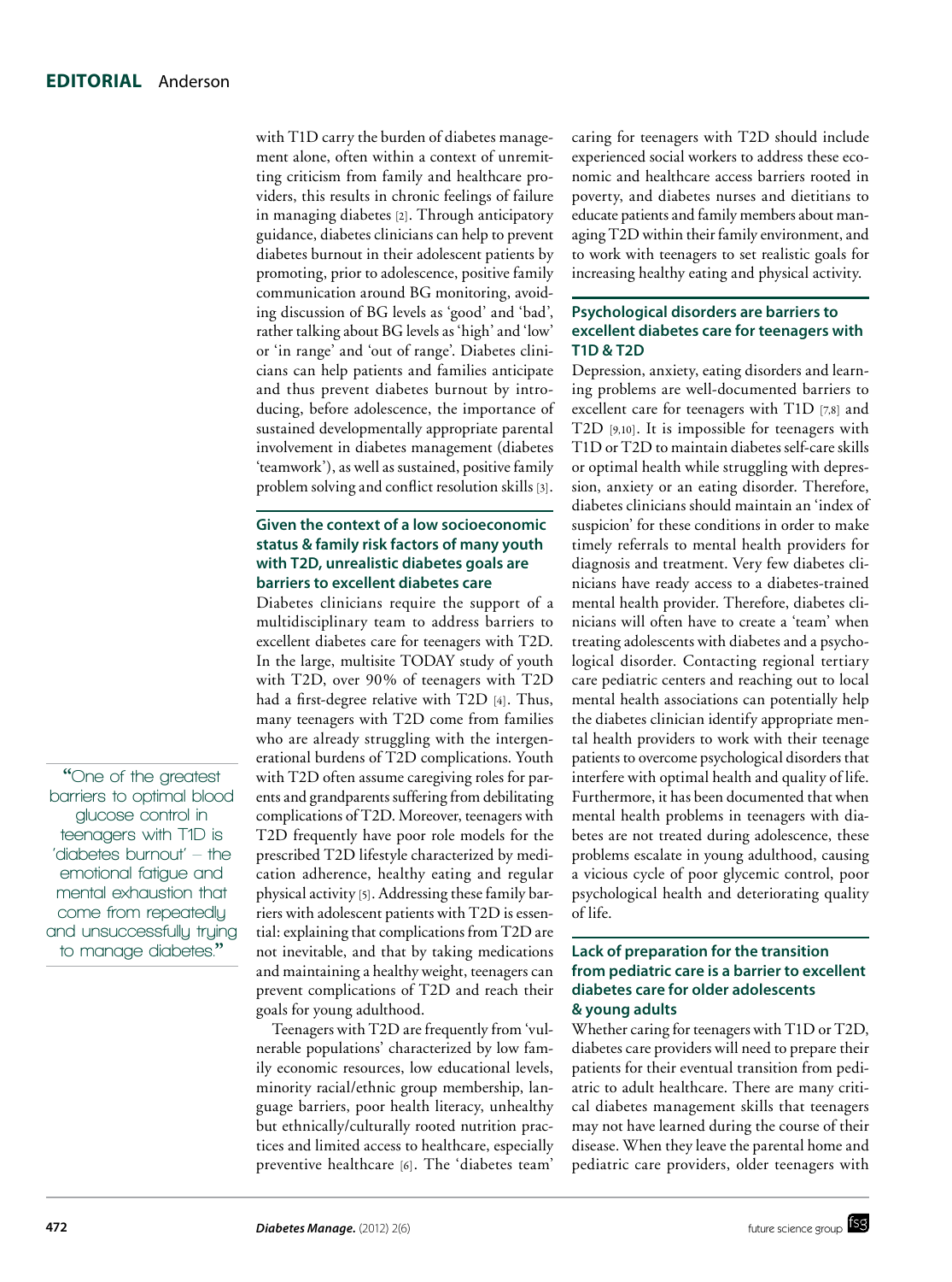with T1D carry the burden of diabetes management alone, often within a context of unremitting criticism from family and healthcare providers, this results in chronic feelings of failure in managing diabetes [2]. Through anticipatory guidance, diabetes clinicians can help to prevent diabetes burnout in their adolescent patients by promoting, prior to adolescence, positive family communication around BG monitoring, avoiding discussion of BG levels as 'good' and 'bad', rather talking about BG levels as 'high' and 'low' or 'in range' and 'out of range'. Diabetes clinicians can help patients and families anticipate and thus prevent diabetes burnout by introducing, before adolescence, the importance of sustained developmentally appropriate parental involvement in diabetes management (diabetes 'teamwork'), as well as sustained, positive family problem solving and conflict resolution skills [3].

> "One of the greatest barriers to optimal blood glucose control in teenagers with T1D is 'diabetes burnout' – the emotional fatigue and mental exhaustion that come from repeatedly and unsuccessfully trying to manage diabetes."

### Given the context of a low socioeconomic status & family risk factors of many youth with T2D, unrealistic diabetes goals are barriers to excellent diabetes care

Diabetes clinicians require the support of a multidisciplinary team to address barriers to excellent diabetes care for teenagers with T2D. In the large, multisite TODAY study of youth with T2D, over 90% of teenagers with T2D had a first-degree relative with T2D [4]. Thus, many teenagers with T2D come from families who are already struggling with the intergenerational burdens of T2D complications. Youth with T2D often assume caregiving roles for parents and grandparents suffering from debilitating complications of T2D. Moreover, teenagers with T2D frequently have poor role models for the prescribed T2D lifestyle characterized by medication adherence, healthy eating and regular physical activity [5]. Addressing these family barriers with adolescent patients with T2D is essential: explaining that complications from T2D are not inevitable, and that by taking medications and maintaining a healthy weight, teenagers can prevent complications of T2D and reach their goals for young adulthood.

Teenagers with T2D are frequently from 'vulnerable populations' characterized by low family economic resources, low educational levels, minority racial/ethnic group membership, language barriers, poor health literacy, unhealthy but ethnically/culturally rooted nutrition practices and limited access to healthcare, especially preventive healthcare [6]. The 'diabetes team' caring for teenagers with T2D should include experienced social workers to address these economic and healthcare access barriers rooted in poverty, and diabetes nurses and dietitians to educate patients and family members about managing T2D within their family environment, and to work with teenagers to set realistic goals for increasing healthy eating and physical activity.

### Psychological disorders are barriers to excellent diabetes care for teenagers with T1D & T2D

Depression, anxiety, eating disorders and learning problems are well-documented barriers to excellent care for teenagers with T1D [7,8] and T2D [9,10]. It is impossible for teenagers with T1D or T2D to maintain diabetes self-care skills or optimal health while struggling with depression, anxiety or an eating disorder. Therefore, diabetes clinicians should maintain an 'index of suspicion' for these conditions in order to make timely referrals to mental health providers for diagnosis and treatment. Very few diabetes clinicians have ready access to a diabetes-trained mental health provider. Therefore, diabetes clinicians will often have to create a 'team' when treating adolescents with diabetes and a psychological disorder. Contacting regional tertiary care pediatric centers and reaching out to local mental health associations can potentially help the diabetes clinician identify appropriate mental health providers to work with their teenage patients to overcome psychological disorders that interfere with optimal health and quality of life. Furthermore, it has been documented that when mental health problems in teenagers with diabetes are not treated during adolescence, these problems escalate in young adulthood, causing a vicious cycle of poor glycemic control, poor psychological health and deteriorating quality of life.

### Lack of preparation for the transition from pediatric care is a barrier to excellent diabetes care for older adolescents & young adults

Whether caring for teenagers with T1D or T2D, diabetes care providers will need to prepare their patients for their eventual transition from pediatric to adult healthcare. There are many critical diabetes management skills that teenagers may not have learned during the course of their disease. When they leave the parental home and pediatric care providers, older teenagers with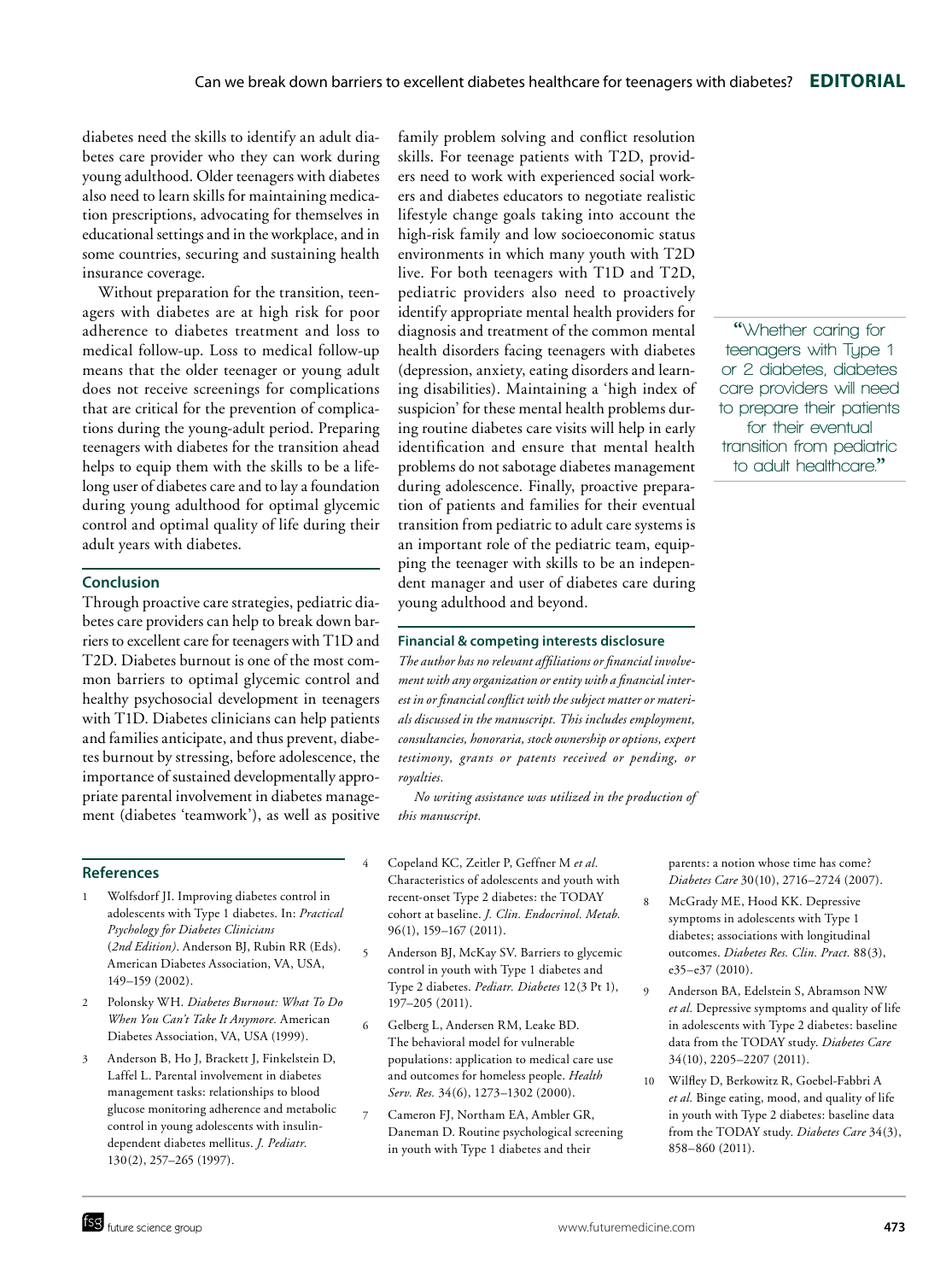diabetes need the skills to identify an adult diabetes care provider who they can work during young adulthood. Older teenagers with diabetes also need to learn skills for maintaining medication prescriptions, advocating for themselves in educational settings and in the workplace, and in some countries, securing and sustaining health insurance coverage.

Without preparation for the transition, teenagers with diabetes are at high risk for poor adherence to diabetes treatment and loss to medical follow-up. Loss to medical follow-up means that the older teenager or young adult does not receive screenings for complications that are critical for the prevention of complications during the young-adult period. Preparing teenagers with diabetes for the transition ahead helps to equip them with the skills to be a lifelong user of diabetes care and to lay a foundation during young adulthood for optimal glycemic control and optimal quality of life during their adult years with diabetes.

## Conclusion

Through proactive care strategies, pediatric diabetes care providers can help to break down barriers to excellent care for teenagers with T1D and T2D. Diabetes burnout is one of the most common barriers to optimal glycemic control and healthy psychosocial development in teenagers with T1D. Diabetes clinicians can help patients and families anticipate, and thus prevent, diabetes burnout by stressing, before adolescence, the importance of sustained developmentally appropriate parental involvement in diabetes management (diabetes 'teamwork'), as well as positive family problem solving and conflict resolution skills. For teenage patients with T2D, providers need to work with experienced social workers and diabetes educators to negotiate realistic lifestyle change goals taking into account the high-risk family and low socioeconomic status environments in which many youth with T2D live. For both teenagers with T1D and T2D, pediatric providers also need to proactively identify appropriate mental health providers for diagnosis and treatment of the common mental health disorders facing teenagers with diabetes (depression, anxiety, eating disorders and learning disabilities). Maintaining a 'high index of suspicion' for these mental health problems during routine diabetes care visits will help in early identification and ensure that mental health problems do not sabotage diabetes management during adolescence. Finally, proactive preparation of patients and families for their eventual transition from pediatric to adult care systems is an important role of the pediatric team, equipping the teenager with skills to be an independent manager and user of diabetes care during young adulthood and beyond.

> "Whether caring for teenagers with Type 1 or 2 diabetes, diabetes care providers will need to prepare their patients for their eventual transition from pediatric to adult healthcare."

## Financial & competing interests disclosure

*The author has no relevant affiliations or financial involvement with any organization or entity with a financial interest in or financial conflict with the subject matter or materials discussed in the manuscript. This includes employment, consultancies, honoraria, stock ownership or options, expert testimony, grants or patents received or pending, or royalties.*

*No writing assistance was utilized in the production of this manuscript.*

## References

1. Wolfsdorf JI. Improving diabetes control in adolescents with Type 1 diabetes. In: *Practical Psychology for Diabetes Clinicians (2nd Edition)*. Anderson BJ, Rubin RR (Eds). American Diabetes Association, VA, USA, 149–159 (2002).
2. Polonsky WH. *Diabetes Burnout: What To Do When You Can't Take It Anymore.* American Diabetes Association, VA, USA (1999).
3. Anderson B, Ho J, Brackett J, Finkelstein D, Laffel L. Parental involvement in diabetes management tasks: relationships to blood glucose monitoring adherence and metabolic control in young adolescents with insulin-dependent diabetes mellitus. *J. Pediatr.* 130(2), 257–265 (1997).
4. Copeland KC, Zeitler P, Geffner M *et al.* Characteristics of adolescents and youth with recent-onset Type 2 diabetes: the TODAY cohort at baseline. *J. Clin. Endocrinol. Metab.* 96(1), 159–167 (2011).
5. Anderson BJ, McKay SV. Barriers to glycemic control in youth with Type 1 diabetes and Type 2 diabetes. *Pediatr. Diabetes* 12(3 Pt 1), 197–205 (2011).
6. Gelberg L, Andersen RM, Leake BD. The behavioral model for vulnerable populations: application to medical care use and outcomes for homeless people. *Health Serv. Res.* 34(6), 1273–1302 (2000).
7. Cameron FJ, Northam EA, Ambler GR, Daneman D. Routine psychological screening in youth with Type 1 diabetes and their parents: a notion whose time has come? *Diabetes Care* 30(10), 2716–2724 (2007).
8. McGrady ME, Hood KK. Depressive symptoms in adolescents with Type 1 diabetes; associations with longitudinal outcomes. *Diabetes Res. Clin. Pract.* 88(3), e35–e37 (2010).
9. Anderson BA, Edelstein S, Abramson NW *et al.* Depressive symptoms and quality of life in adolescents with Type 2 diabetes: baseline data from the TODAY study. *Diabetes Care* 34(10), 2205–2207 (2011).
10. Wilfley D, Berkowitz R, Goebel-Fabbri A *et al.* Binge eating, mood, and quality of life in youth with Type 2 diabetes: baseline data from the TODAY study. *Diabetes Care* 34(3), 858–860 (2011).